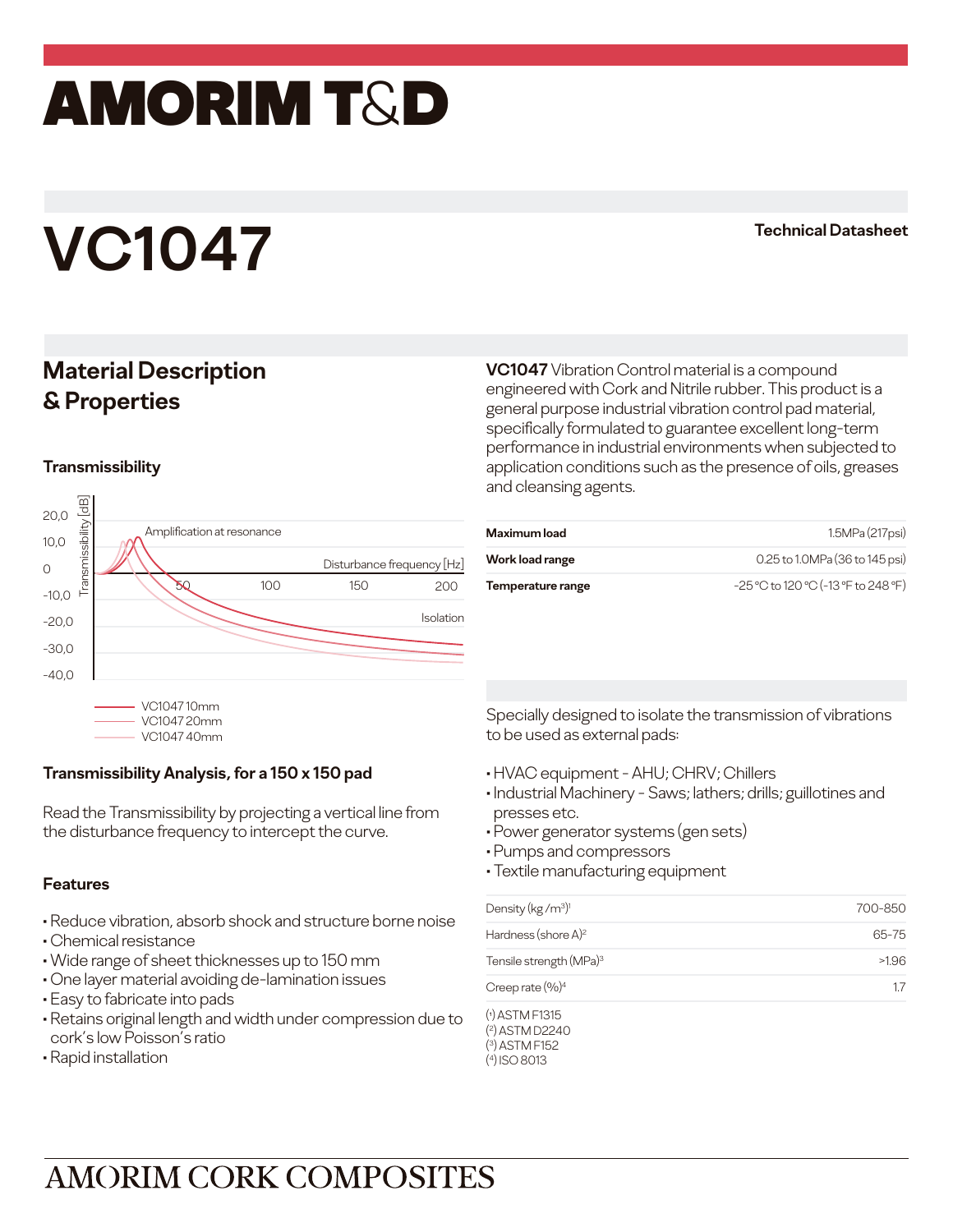# AMORIM T&D

# VC1047

**Technical Datasheet**

## Material Description & Properties

**VC1047** Vibration Control material is a compound engineered with Cork and Nitrile rubber. This product is a general purpose industrial vibration control pad material, specifically formulated to guarantee excellent long-term performance in industrial environments when subjected to application conditions such as the presence of oils, greases and cleansing agents.

| | |
|---|---|
| **Maximum load** | 1.5MPa (217psi) |
| **Work load range** | 0.25 to 1.0MPa (36 to 145 psi) |
| **Temperature range** | -25 °C to 120 °C (-13 °F to 248 °F) |

### Transmissibility

Transmissibility [dB]: 20,0; 10,0; 0; -10,0; -20,0; -30,0; -40,0

Disturbance frequency [Hz]: 50; 100; 150; 200

Amplification at resonance

Isolation

- VC1047 10mm
- VC1047 20mm
- VC1047 40mm

### Transmissibility Analysis, for a 150 x 150 pad

Read the Transmissibility by projecting a vertical line from the disturbance frequency to intercept the curve.

Specially designed to isolate the transmission of vibrations to be used as external pads:

- HVAC equipment - AHU; CHRV; Chillers
- Industrial Machinery - Saws; lathers; drills; guillotines and presses etc.
- Power generator systems (gen sets)
- Pumps and compressors
- Textile manufacturing equipment

### Features

- Reduce vibration, absorb shock and structure borne noise
- Chemical resistance
- Wide range of sheet thicknesses up to 150 mm
- One layer material avoiding de-lamination issues
- Easy to fabricate into pads
- Retains original length and width under compression due to cork's low Poisson's ratio
- Rapid installation

| | |
|---|---|
| Density ($kg/m^3$)[1] | 700-850 |
| Hardness (shore A)[2] | 65-75 |
| Tensile strength (MPa)[3] | >1.96 |
| Creep rate (%)[4] | 1.7 |

(1) ASTM F1315
(2) ASTM D2240
(3) ASTM F152
(4) ISO 8013

AMORIM CORK COMPOSITES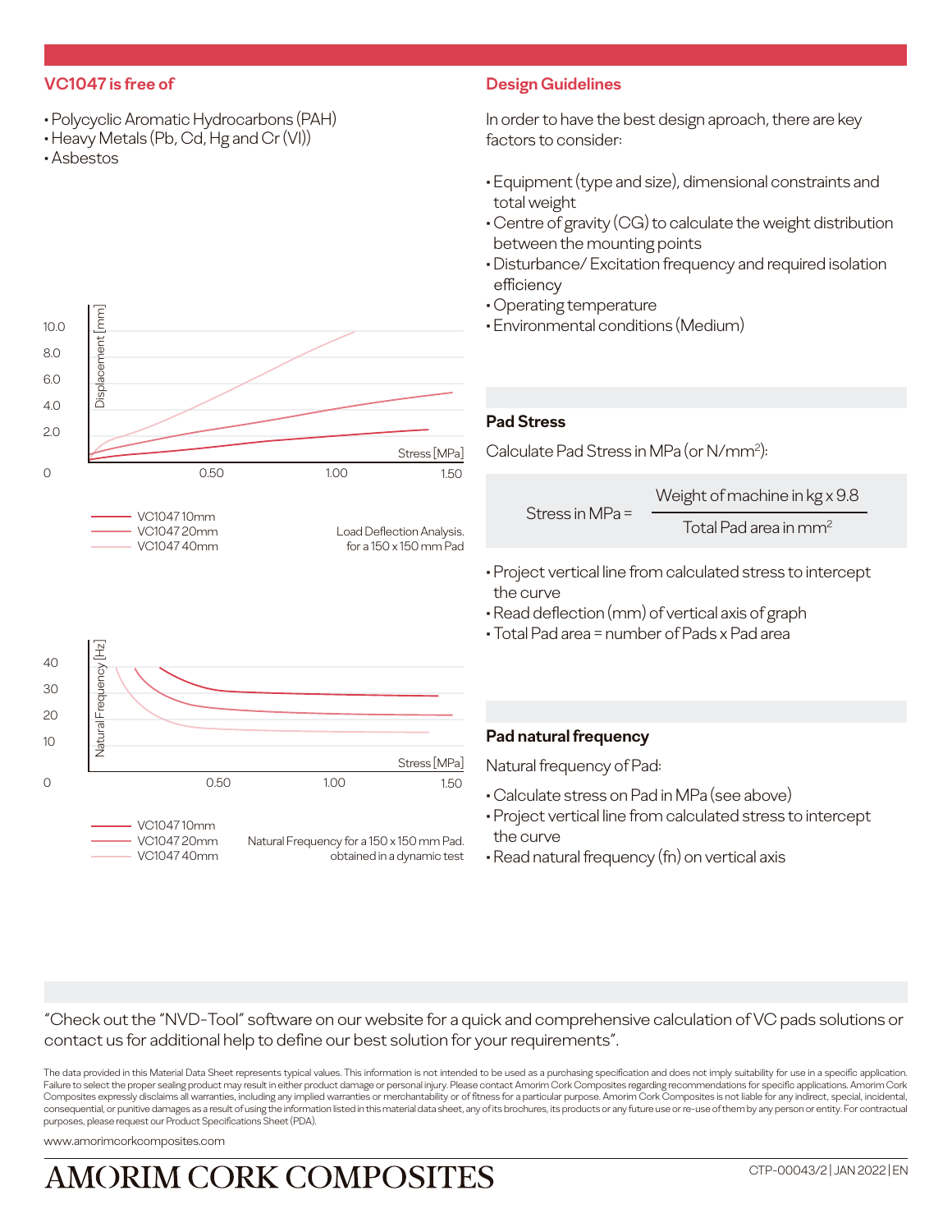## VC1047 is free of

- Polycyclic Aromatic Hydrocarbons (PAH)
- Heavy Metals (Pb, Cd, Hg and Cr (VI))
- Asbestos

Displacement [mm]

10.0
8.0
6.0
4.0
2.0
0

Stress [MPa]

0.50
1.00
1.50

VC1047 10mm
VC1047 20mm
VC1047 40mm

Load Deflection Analysis.
for a 150 x 150 mm Pad

Natural Frequency [Hz]

40
30
20
10
0

Stress [MPa]

0.50
1.00
1.50

VC1047 10mm
VC1047 20mm
VC1047 40mm

Natural Frequency for a 150 x 150 mm Pad.
obtained in a dynamic test

## Design Guidelines

In order to have the best design aproach, there are key factors to consider:

- Equipment (type and size), dimensional constraints and total weight
- Centre of gravity (CG) to calculate the weight distribution between the mounting points
- Disturbance/ Excitation frequency and required isolation efficiency
- Operating temperature
- Environmental conditions (Medium)

### Pad Stress

Calculate Pad Stress in MPa (or N/mm$^2$):

$$\text{Stress in MPa} = \frac{\text{Weight of machine in kg} \times 9.8}{\text{Total Pad area in mm}^2}$$

- Project vertical line from calculated stress to intercept the curve
- Read deflection (mm) of vertical axis of graph
- Total Pad area = number of Pads x Pad area

### Pad natural frequency

Natural frequency of Pad:

- Calculate stress on Pad in MPa (see above)
- Project vertical line from calculated stress to intercept the curve
- Read natural frequency (fn) on vertical axis

"Check out the "NVD-Tool" software on our website for a quick and comprehensive calculation of VC pads solutions or contact us for additional help to define our best solution for your requirements".

The data provided in this Material Data Sheet represents typical values. This information is not intended to be used as a purchasing specification and does not imply suitability for use in a specific application. Failure to select the proper sealing product may result in either product damage or personal injury. Please contact Amorim Cork Composites regarding recommendations for specific applications. Amorim Cork Composites expressly disclaims all warranties, including any implied warranties or merchantability or of fitness for a particular purpose. Amorim Cork Composites is not liable for any indirect, special, incidental, consequential, or punitive damages as a result of using the information listed in this material data sheet, any of its brochures, its products or any future use or re-use of them by any person or entity. For contractual purposes, please request our Product Specifications Sheet (PDA).

www.amorimcorkcomposites.com

AMORIM CORK COMPOSITES

CTP-00043/2 | JAN 2022 | EN